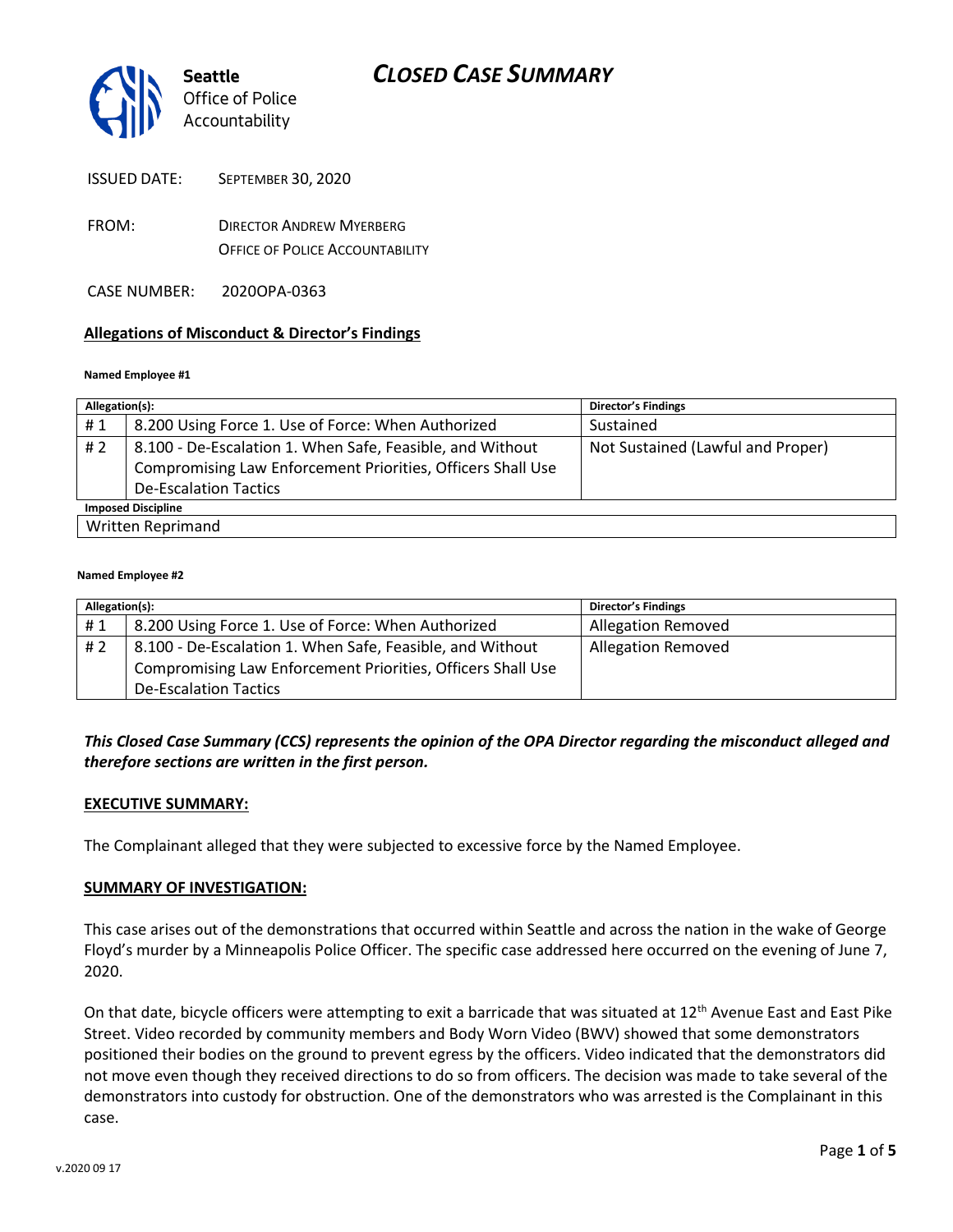# CLOSED CASE SUMMARY

Seattle Office of Police Accountability

ISSUED DATE: SEPTEMBER 30, 2020

FROM: DIRECTOR ANDREW MYERBERG
OFFICE OF POLICE ACCOUNTABILITY

CASE NUMBER: 2020OPA-0363

## Allegations of Misconduct & Director's Findings

**Named Employee #1**

| Allegation(s): | | Director's Findings |
|---|---|---|
| # 1 | 8.200 Using Force 1. Use of Force: When Authorized | Sustained |
| # 2 | 8.100 - De-Escalation 1. When Safe, Feasible, and Without Compromising Law Enforcement Priorities, Officers Shall Use De-Escalation Tactics | Not Sustained (Lawful and Proper) |
| **Imposed Discipline** | | |
| Written Reprimand | | |

**Named Employee #2**

| Allegation(s): | | Director's Findings |
|---|---|---|
| # 1 | 8.200 Using Force 1. Use of Force: When Authorized | Allegation Removed |
| # 2 | 8.100 - De-Escalation 1. When Safe, Feasible, and Without Compromising Law Enforcement Priorities, Officers Shall Use De-Escalation Tactics | Allegation Removed |

***This Closed Case Summary (CCS) represents the opinion of the OPA Director regarding the misconduct alleged and therefore sections are written in the first person.***

**EXECUTIVE SUMMARY:**

The Complainant alleged that they were subjected to excessive force by the Named Employee.

**SUMMARY OF INVESTIGATION:**

This case arises out of the demonstrations that occurred within Seattle and across the nation in the wake of George Floyd's murder by a Minneapolis Police Officer. The specific case addressed here occurred on the evening of June 7, 2020.

On that date, bicycle officers were attempting to exit a barricade that was situated at 12th Avenue East and East Pike Street. Video recorded by community members and Body Worn Video (BWV) showed that some demonstrators positioned their bodies on the ground to prevent egress by the officers. Video indicated that the demonstrators did not move even though they received directions to do so from officers. The decision was made to take several of the demonstrators into custody for obstruction. One of the demonstrators who was arrested is the Complainant in this case.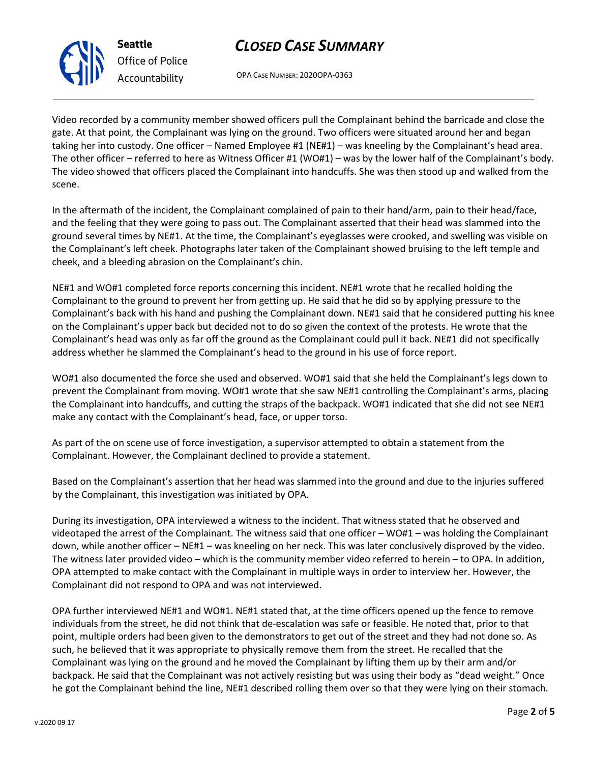Video recorded by a community member showed officers pull the Complainant behind the barricade and close the gate. At that point, the Complainant was lying on the ground. Two officers were situated around her and began taking her into custody. One officer – Named Employee #1 (NE#1) – was kneeling by the Complainant's head area. The other officer – referred to here as Witness Officer #1 (WO#1) – was by the lower half of the Complainant's body. The video showed that officers placed the Complainant into handcuffs. She was then stood up and walked from the scene.

In the aftermath of the incident, the Complainant complained of pain to their hand/arm, pain to their head/face, and the feeling that they were going to pass out. The Complainant asserted that their head was slammed into the ground several times by NE#1. At the time, the Complainant's eyeglasses were crooked, and swelling was visible on the Complainant's left cheek. Photographs later taken of the Complainant showed bruising to the left temple and cheek, and a bleeding abrasion on the Complainant's chin.

NE#1 and WO#1 completed force reports concerning this incident. NE#1 wrote that he recalled holding the Complainant to the ground to prevent her from getting up. He said that he did so by applying pressure to the Complainant's back with his hand and pushing the Complainant down. NE#1 said that he considered putting his knee on the Complainant's upper back but decided not to do so given the context of the protests. He wrote that the Complainant's head was only as far off the ground as the Complainant could pull it back. NE#1 did not specifically address whether he slammed the Complainant's head to the ground in his use of force report.

WO#1 also documented the force she used and observed. WO#1 said that she held the Complainant's legs down to prevent the Complainant from moving. WO#1 wrote that she saw NE#1 controlling the Complainant's arms, placing the Complainant into handcuffs, and cutting the straps of the backpack. WO#1 indicated that she did not see NE#1 make any contact with the Complainant's head, face, or upper torso.

As part of the on scene use of force investigation, a supervisor attempted to obtain a statement from the Complainant. However, the Complainant declined to provide a statement.

Based on the Complainant's assertion that her head was slammed into the ground and due to the injuries suffered by the Complainant, this investigation was initiated by OPA.

During its investigation, OPA interviewed a witness to the incident. That witness stated that he observed and videotaped the arrest of the Complainant. The witness said that one officer – WO#1 – was holding the Complainant down, while another officer – NE#1 – was kneeling on her neck. This was later conclusively disproved by the video. The witness later provided video – which is the community member video referred to herein – to OPA. In addition, OPA attempted to make contact with the Complainant in multiple ways in order to interview her. However, the Complainant did not respond to OPA and was not interviewed.

OPA further interviewed NE#1 and WO#1. NE#1 stated that, at the time officers opened up the fence to remove individuals from the street, he did not think that de-escalation was safe or feasible. He noted that, prior to that point, multiple orders had been given to the demonstrators to get out of the street and they had not done so. As such, he believed that it was appropriate to physically remove them from the street. He recalled that the Complainant was lying on the ground and he moved the Complainant by lifting them up by their arm and/or backpack. He said that the Complainant was not actively resisting but was using their body as "dead weight." Once he got the Complainant behind the line, NE#1 described rolling them over so that they were lying on their stomach.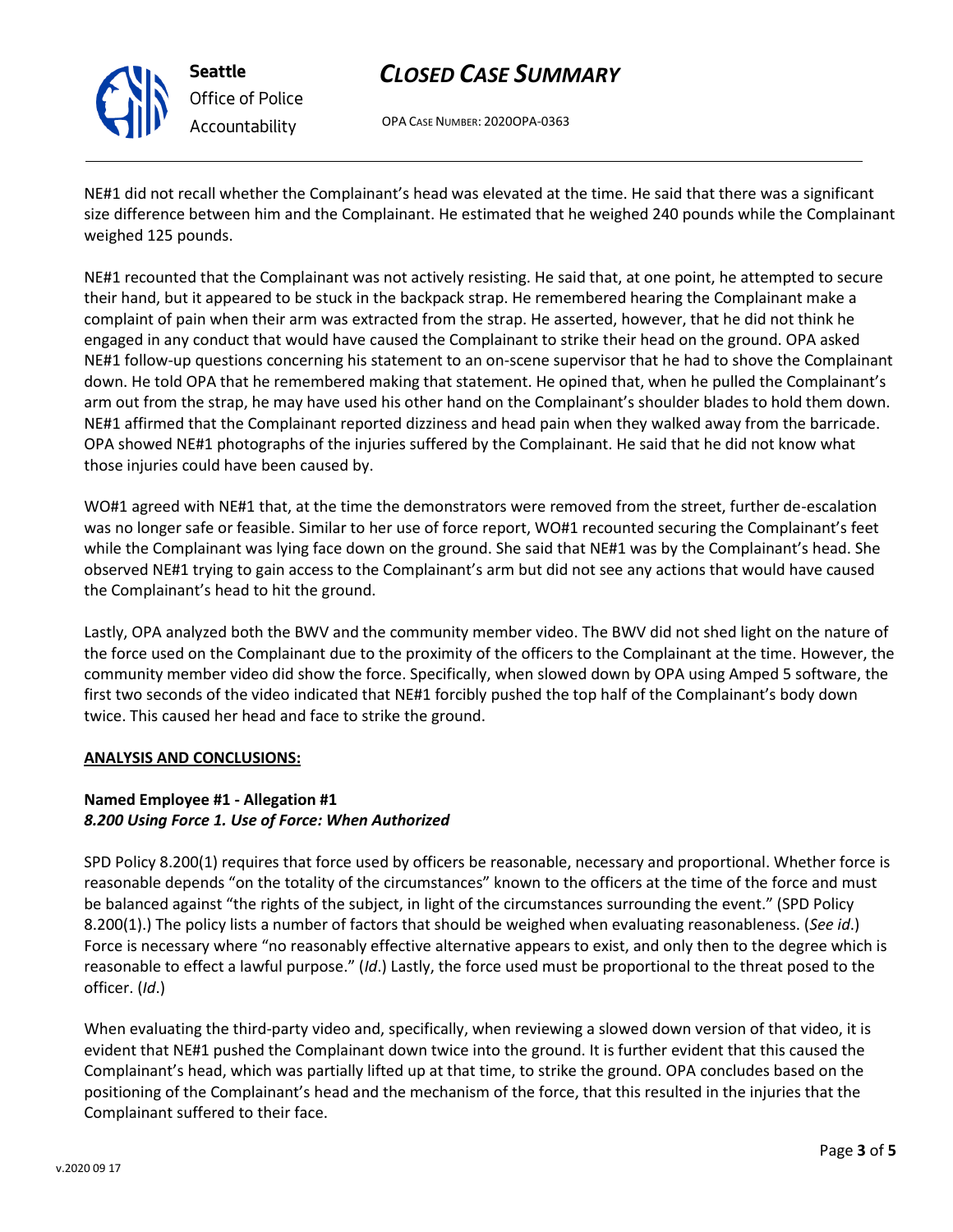NE#1 did not recall whether the Complainant's head was elevated at the time. He said that there was a significant size difference between him and the Complainant. He estimated that he weighed 240 pounds while the Complainant weighed 125 pounds.

NE#1 recounted that the Complainant was not actively resisting. He said that, at one point, he attempted to secure their hand, but it appeared to be stuck in the backpack strap. He remembered hearing the Complainant make a complaint of pain when their arm was extracted from the strap. He asserted, however, that he did not think he engaged in any conduct that would have caused the Complainant to strike their head on the ground. OPA asked NE#1 follow-up questions concerning his statement to an on-scene supervisor that he had to shove the Complainant down. He told OPA that he remembered making that statement. He opined that, when he pulled the Complainant's arm out from the strap, he may have used his other hand on the Complainant's shoulder blades to hold them down. NE#1 affirmed that the Complainant reported dizziness and head pain when they walked away from the barricade. OPA showed NE#1 photographs of the injuries suffered by the Complainant. He said that he did not know what those injuries could have been caused by.

WO#1 agreed with NE#1 that, at the time the demonstrators were removed from the street, further de-escalation was no longer safe or feasible. Similar to her use of force report, WO#1 recounted securing the Complainant's feet while the Complainant was lying face down on the ground. She said that NE#1 was by the Complainant's head. She observed NE#1 trying to gain access to the Complainant's arm but did not see any actions that would have caused the Complainant's head to hit the ground.

Lastly, OPA analyzed both the BWV and the community member video. The BWV did not shed light on the nature of the force used on the Complainant due to the proximity of the officers to the Complainant at the time. However, the community member video did show the force. Specifically, when slowed down by OPA using Amped 5 software, the first two seconds of the video indicated that NE#1 forcibly pushed the top half of the Complainant's body down twice. This caused her head and face to strike the ground.

## ANALYSIS AND CONCLUSIONS:

### Named Employee #1 - Allegation #1
### *8.200 Using Force 1. Use of Force: When Authorized*

SPD Policy 8.200(1) requires that force used by officers be reasonable, necessary and proportional. Whether force is reasonable depends "on the totality of the circumstances" known to the officers at the time of the force and must be balanced against "the rights of the subject, in light of the circumstances surrounding the event." (SPD Policy 8.200(1).) The policy lists a number of factors that should be weighed when evaluating reasonableness. (*See id*.) Force is necessary where "no reasonably effective alternative appears to exist, and only then to the degree which is reasonable to effect a lawful purpose." (*Id*.) Lastly, the force used must be proportional to the threat posed to the officer. (*Id*.)

When evaluating the third-party video and, specifically, when reviewing a slowed down version of that video, it is evident that NE#1 pushed the Complainant down twice into the ground. It is further evident that this caused the Complainant's head, which was partially lifted up at that time, to strike the ground. OPA concludes based on the positioning of the Complainant's head and the mechanism of the force, that this resulted in the injuries that the Complainant suffered to their face.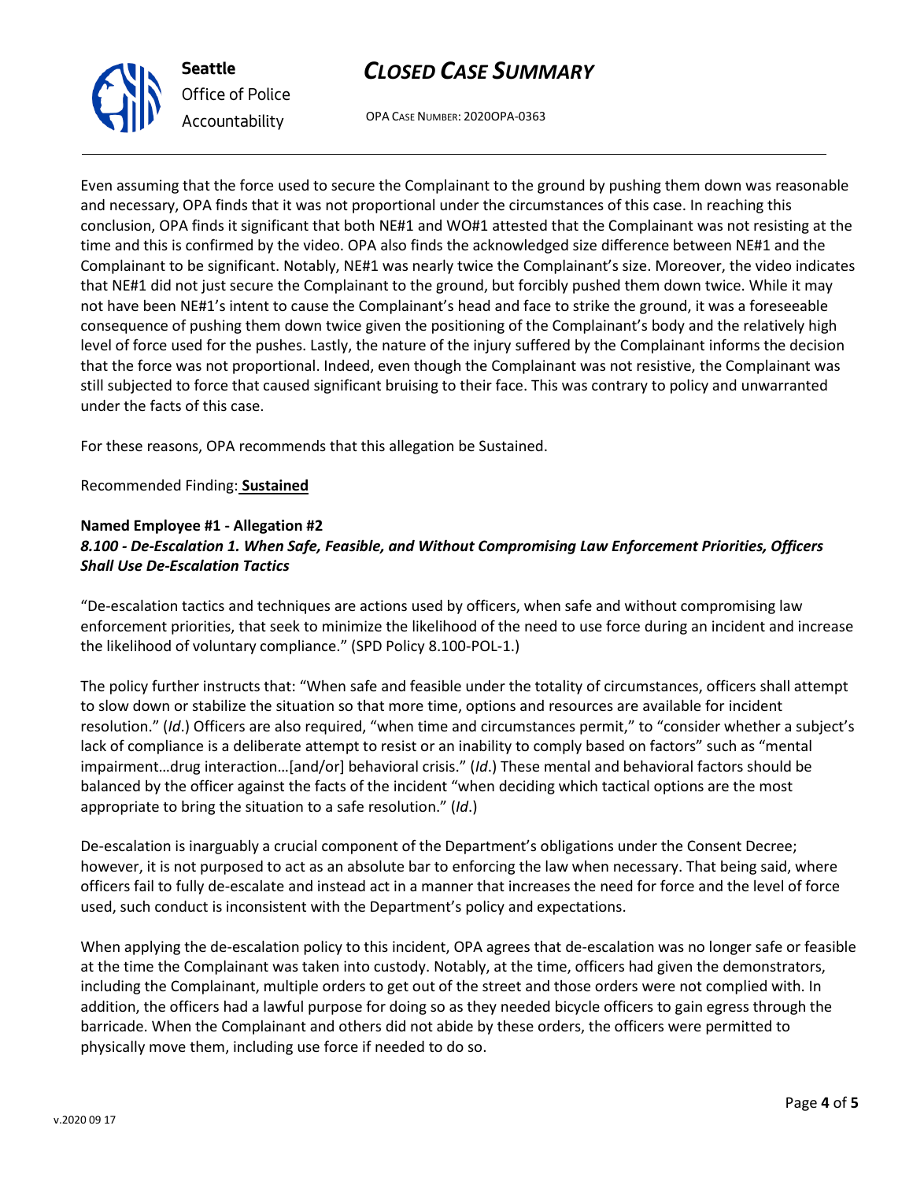Even assuming that the force used to secure the Complainant to the ground by pushing them down was reasonable and necessary, OPA finds that it was not proportional under the circumstances of this case. In reaching this conclusion, OPA finds it significant that both NE#1 and WO#1 attested that the Complainant was not resisting at the time and this is confirmed by the video. OPA also finds the acknowledged size difference between NE#1 and the Complainant to be significant. Notably, NE#1 was nearly twice the Complainant's size. Moreover, the video indicates that NE#1 did not just secure the Complainant to the ground, but forcibly pushed them down twice. While it may not have been NE#1's intent to cause the Complainant's head and face to strike the ground, it was a foreseeable consequence of pushing them down twice given the positioning of the Complainant's body and the relatively high level of force used for the pushes. Lastly, the nature of the injury suffered by the Complainant informs the decision that the force was not proportional. Indeed, even though the Complainant was not resistive, the Complainant was still subjected to force that caused significant bruising to their face. This was contrary to policy and unwarranted under the facts of this case.

For these reasons, OPA recommends that this allegation be Sustained.

Recommended Finding: **Sustained**

**Named Employee #1 - Allegation #2**
***8.100 - De-Escalation 1. When Safe, Feasible, and Without Compromising Law Enforcement Priorities, Officers Shall Use De-Escalation Tactics***

"De-escalation tactics and techniques are actions used by officers, when safe and without compromising law enforcement priorities, that seek to minimize the likelihood of the need to use force during an incident and increase the likelihood of voluntary compliance." (SPD Policy 8.100-POL-1.)

The policy further instructs that: "When safe and feasible under the totality of circumstances, officers shall attempt to slow down or stabilize the situation so that more time, options and resources are available for incident resolution." (*Id*.) Officers are also required, "when time and circumstances permit," to "consider whether a subject's lack of compliance is a deliberate attempt to resist or an inability to comply based on factors" such as "mental impairment…drug interaction…[and/or] behavioral crisis." (*Id*.) These mental and behavioral factors should be balanced by the officer against the facts of the incident "when deciding which tactical options are the most appropriate to bring the situation to a safe resolution." (*Id*.)

De-escalation is inarguably a crucial component of the Department's obligations under the Consent Decree; however, it is not purposed to act as an absolute bar to enforcing the law when necessary. That being said, where officers fail to fully de-escalate and instead act in a manner that increases the need for force and the level of force used, such conduct is inconsistent with the Department's policy and expectations.

When applying the de-escalation policy to this incident, OPA agrees that de-escalation was no longer safe or feasible at the time the Complainant was taken into custody. Notably, at the time, officers had given the demonstrators, including the Complainant, multiple orders to get out of the street and those orders were not complied with. In addition, the officers had a lawful purpose for doing so as they needed bicycle officers to gain egress through the barricade. When the Complainant and others did not abide by these orders, the officers were permitted to physically move them, including use force if needed to do so.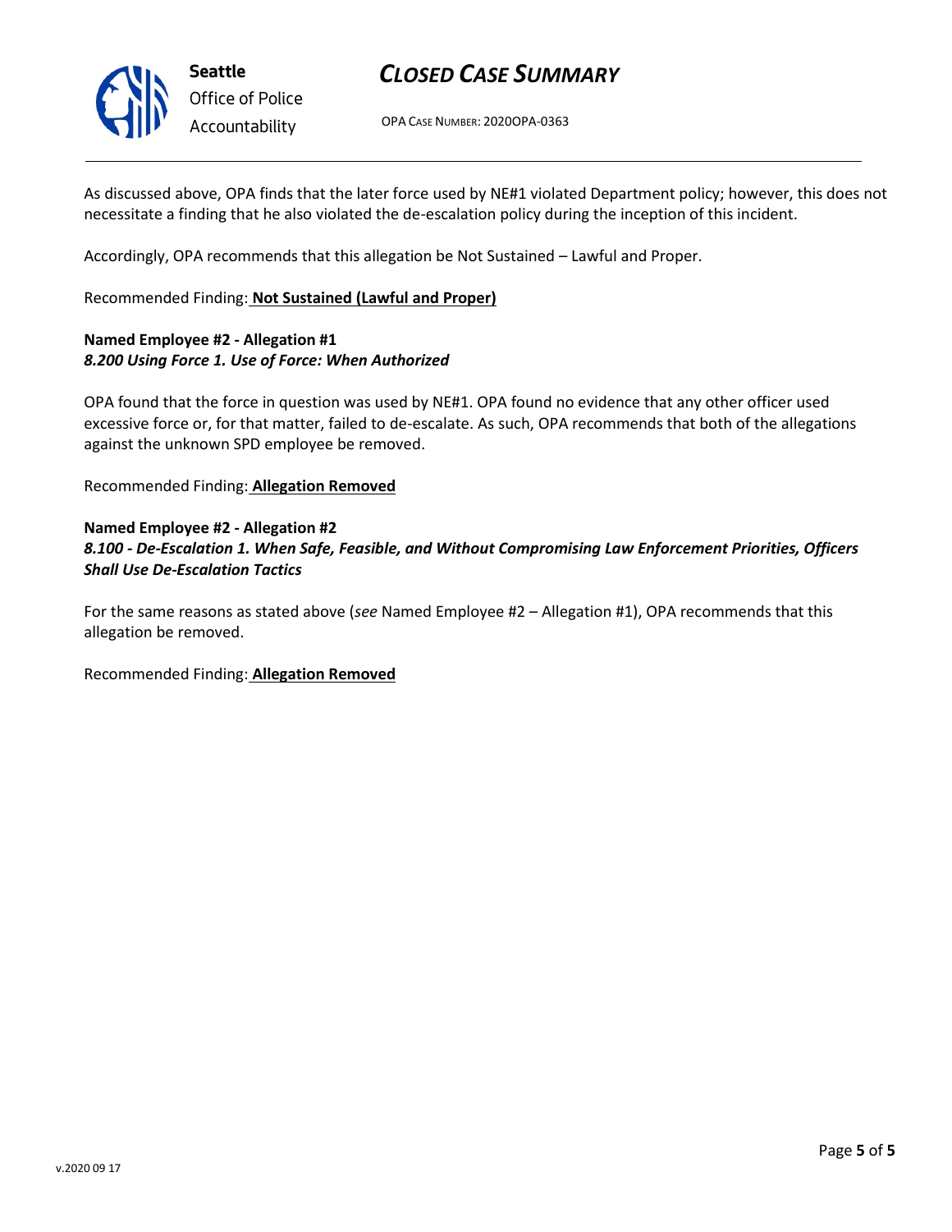As discussed above, OPA finds that the later force used by NE#1 violated Department policy; however, this does not necessitate a finding that he also violated the de-escalation policy during the inception of this incident.

Accordingly, OPA recommends that this allegation be Not Sustained – Lawful and Proper.

Recommended Finding: **Not Sustained (Lawful and Proper)**

**Named Employee #2 - Allegation #1**
***8.200 Using Force 1. Use of Force: When Authorized***

OPA found that the force in question was used by NE#1. OPA found no evidence that any other officer used excessive force or, for that matter, failed to de-escalate. As such, OPA recommends that both of the allegations against the unknown SPD employee be removed.

Recommended Finding: **Allegation Removed**

**Named Employee #2 - Allegation #2**
***8.100 - De-Escalation 1. When Safe, Feasible, and Without Compromising Law Enforcement Priorities, Officers Shall Use De-Escalation Tactics***

For the same reasons as stated above (*see* Named Employee #2 – Allegation #1), OPA recommends that this allegation be removed.

Recommended Finding: **Allegation Removed**